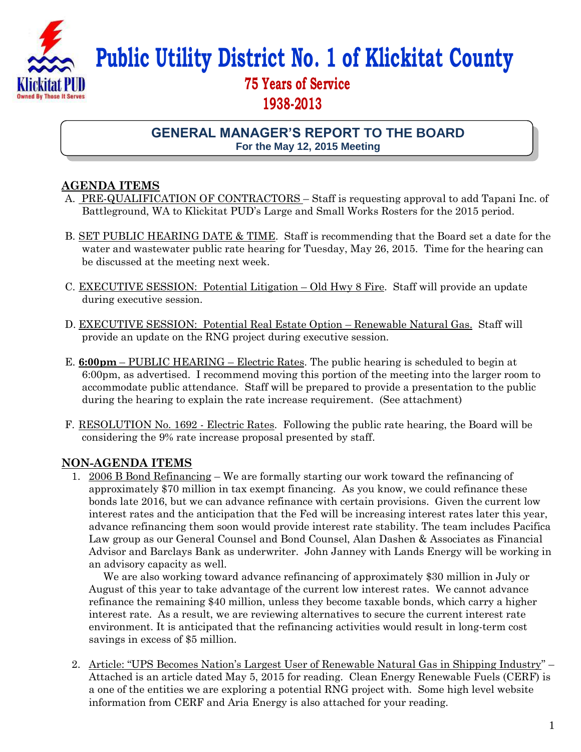# Public Utility District No. 1 of Klickitat County

**75 Years of Service**
**1938-2013**

## GENERAL MANAGER'S REPORT TO THE BOARD
**For the May 12, 2015 Meeting**

## AGENDA ITEMS

A. PRE-QUALIFICATION OF CONTRACTORS – Staff is requesting approval to add Tapani Inc. of Battleground, WA to Klickitat PUD's Large and Small Works Rosters for the 2015 period.

B. SET PUBLIC HEARING DATE & TIME. Staff is recommending that the Board set a date for the water and wastewater public rate hearing for Tuesday, May 26, 2015. Time for the hearing can be discussed at the meeting next week.

C. EXECUTIVE SESSION: Potential Litigation – Old Hwy 8 Fire. Staff will provide an update during executive session.

D. EXECUTIVE SESSION: Potential Real Estate Option – Renewable Natural Gas. Staff will provide an update on the RNG project during executive session.

E. **6:00pm** – PUBLIC HEARING – Electric Rates. The public hearing is scheduled to begin at 6:00pm, as advertised. I recommend moving this portion of the meeting into the larger room to accommodate public attendance. Staff will be prepared to provide a presentation to the public during the hearing to explain the rate increase requirement. (See attachment)

F. RESOLUTION No. 1692 - Electric Rates. Following the public rate hearing, the Board will be considering the 9% rate increase proposal presented by staff.

## NON-AGENDA ITEMS

1. 2006 B Bond Refinancing – We are formally starting our work toward the refinancing of approximately $70 million in tax exempt financing. As you know, we could refinance these bonds late 2016, but we can advance refinance with certain provisions. Given the current low interest rates and the anticipation that the Fed will be increasing interest rates later this year, advance refinancing them soon would provide interest rate stability. The team includes Pacifica Law group as our General Counsel and Bond Counsel, Alan Dashen & Associates as Financial Advisor and Barclays Bank as underwriter. John Janney with Lands Energy will be working in an advisory capacity as well.

   We are also working toward advance refinancing of approximately $30 million in July or August of this year to take advantage of the current low interest rates. We cannot advance refinance the remaining $40 million, unless they become taxable bonds, which carry a higher interest rate. As a result, we are reviewing alternatives to secure the current interest rate environment. It is anticipated that the refinancing activities would result in long-term cost savings in excess of $5 million.

2. Article: "UPS Becomes Nation's Largest User of Renewable Natural Gas in Shipping Industry" – Attached is an article dated May 5, 2015 for reading. Clean Energy Renewable Fuels (CERF) is a one of the entities we are exploring a potential RNG project with. Some high level website information from CERF and Aria Energy is also attached for your reading.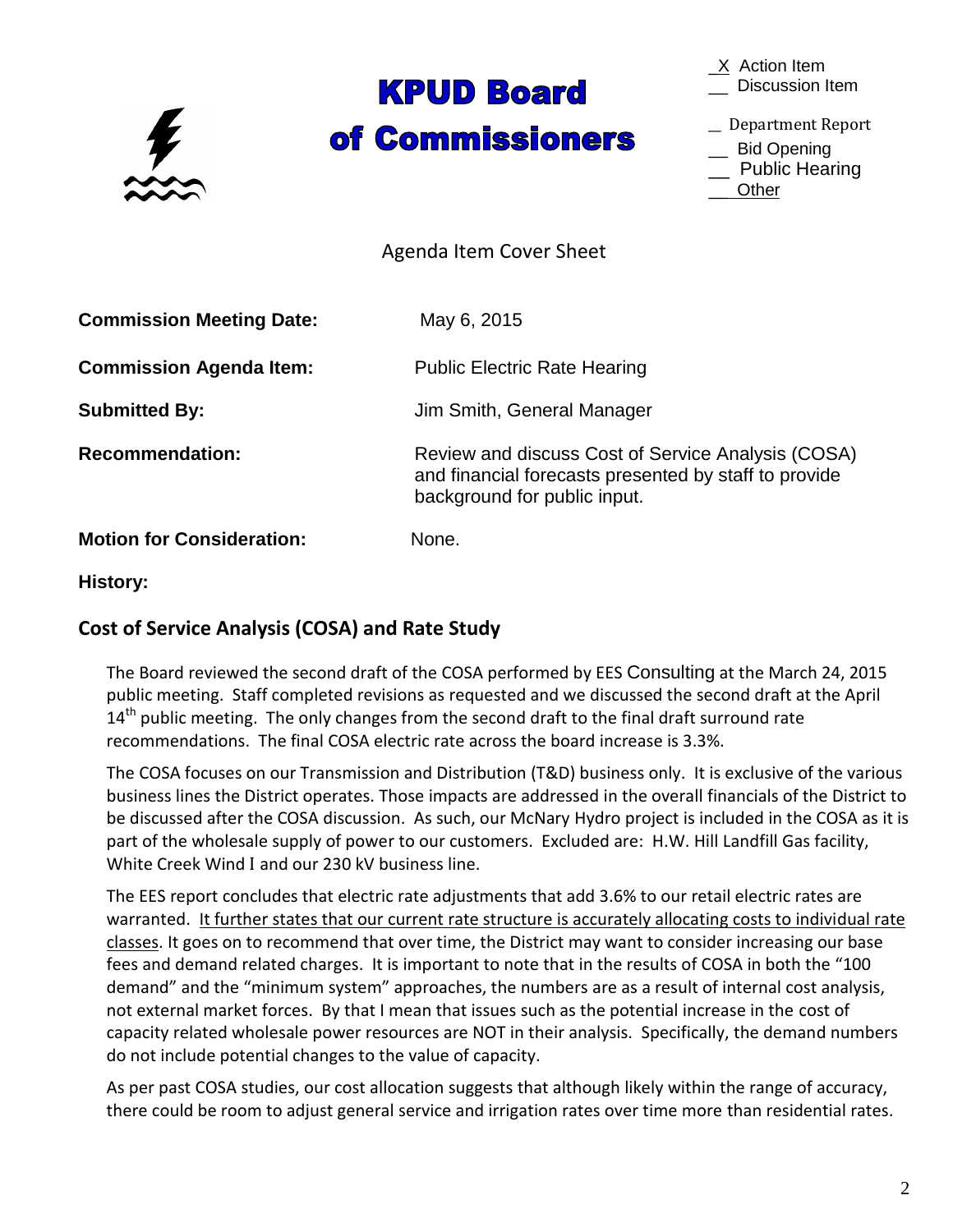# KPUD Board of Commissioners

_X_ Action Item
__ Discussion Item
_ Department Report
__ Bid Opening
__ Public Hearing
__ Other

Agenda Item Cover Sheet

**Commission Meeting Date:** May 6, 2015

**Commission Agenda Item:** Public Electric Rate Hearing

**Submitted By:** Jim Smith, General Manager

**Recommendation:** Review and discuss Cost of Service Analysis (COSA) and financial forecasts presented by staff to provide background for public input.

**Motion for Consideration:** None.

**History:**

## Cost of Service Analysis (COSA) and Rate Study

The Board reviewed the second draft of the COSA performed by EES Consulting at the March 24, 2015 public meeting. Staff completed revisions as requested and we discussed the second draft at the April 14th public meeting. The only changes from the second draft to the final draft surround rate recommendations. The final COSA electric rate across the board increase is 3.3%.

The COSA focuses on our Transmission and Distribution (T&D) business only. It is exclusive of the various business lines the District operates. Those impacts are addressed in the overall financials of the District to be discussed after the COSA discussion. As such, our McNary Hydro project is included in the COSA as it is part of the wholesale supply of power to our customers. Excluded are: H.W. Hill Landfill Gas facility, White Creek Wind I and our 230 kV business line.

The EES report concludes that electric rate adjustments that add 3.6% to our retail electric rates are warranted. It further states that our current rate structure is accurately allocating costs to individual rate classes. It goes on to recommend that over time, the District may want to consider increasing our base fees and demand related charges. It is important to note that in the results of COSA in both the "100 demand" and the "minimum system" approaches, the numbers are as a result of internal cost analysis, not external market forces. By that I mean that issues such as the potential increase in the cost of capacity related wholesale power resources are NOT in their analysis. Specifically, the demand numbers do not include potential changes to the value of capacity.

As per past COSA studies, our cost allocation suggests that although likely within the range of accuracy, there could be room to adjust general service and irrigation rates over time more than residential rates.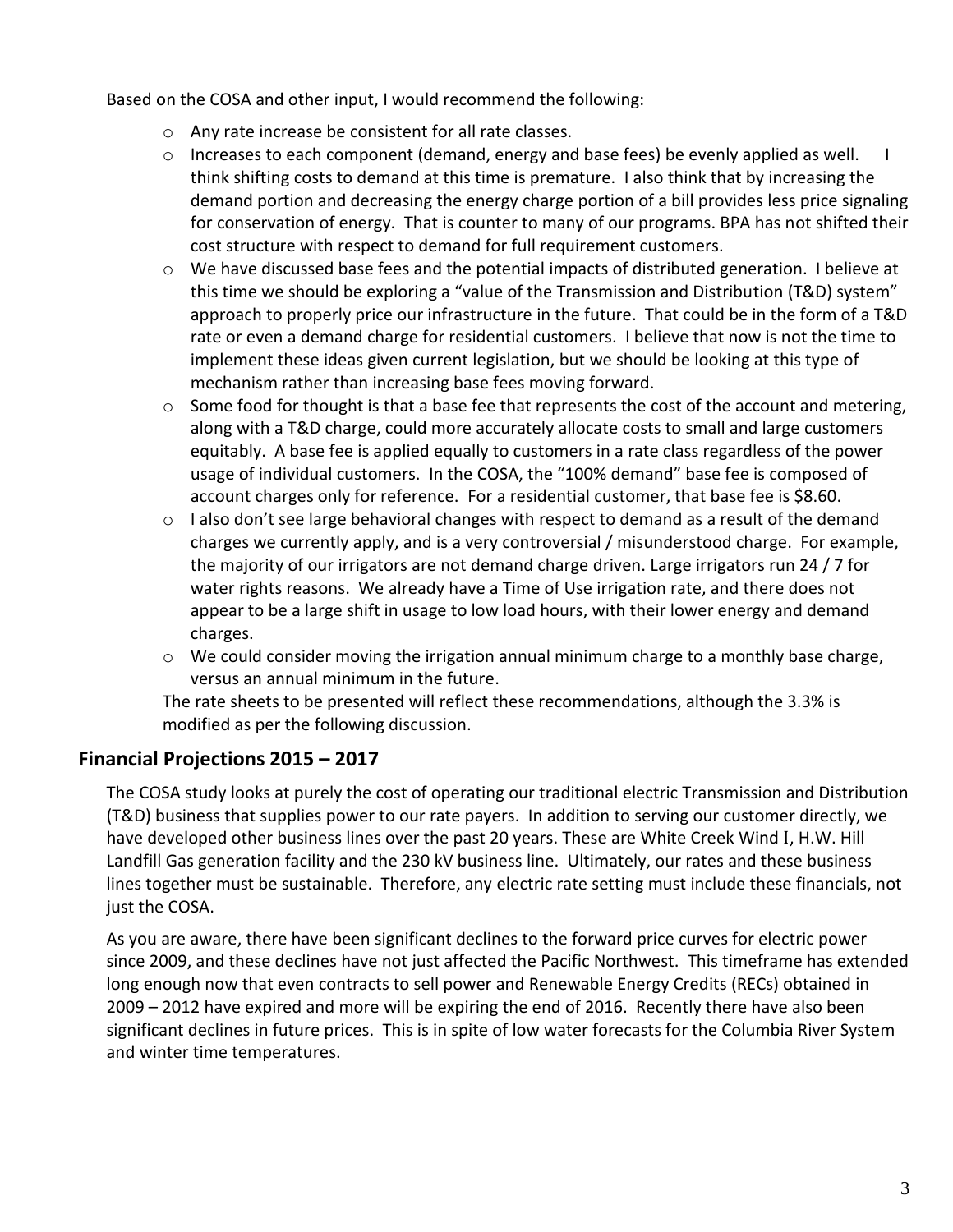Based on the COSA and other input, I would recommend the following:

- Any rate increase be consistent for all rate classes.
- Increases to each component (demand, energy and base fees) be evenly applied as well. I think shifting costs to demand at this time is premature. I also think that by increasing the demand portion and decreasing the energy charge portion of a bill provides less price signaling for conservation of energy. That is counter to many of our programs. BPA has not shifted their cost structure with respect to demand for full requirement customers.
- We have discussed base fees and the potential impacts of distributed generation. I believe at this time we should be exploring a "value of the Transmission and Distribution (T&D) system" approach to properly price our infrastructure in the future. That could be in the form of a T&D rate or even a demand charge for residential customers. I believe that now is not the time to implement these ideas given current legislation, but we should be looking at this type of mechanism rather than increasing base fees moving forward.
- Some food for thought is that a base fee that represents the cost of the account and metering, along with a T&D charge, could more accurately allocate costs to small and large customers equitably. A base fee is applied equally to customers in a rate class regardless of the power usage of individual customers. In the COSA, the "100% demand" base fee is composed of account charges only for reference. For a residential customer, that base fee is $8.60.
- I also don't see large behavioral changes with respect to demand as a result of the demand charges we currently apply, and is a very controversial / misunderstood charge. For example, the majority of our irrigators are not demand charge driven. Large irrigators run 24 / 7 for water rights reasons. We already have a Time of Use irrigation rate, and there does not appear to be a large shift in usage to low load hours, with their lower energy and demand charges.
- We could consider moving the irrigation annual minimum charge to a monthly base charge, versus an annual minimum in the future.

The rate sheets to be presented will reflect these recommendations, although the 3.3% is modified as per the following discussion.

## Financial Projections 2015 – 2017

The COSA study looks at purely the cost of operating our traditional electric Transmission and Distribution (T&D) business that supplies power to our rate payers. In addition to serving our customer directly, we have developed other business lines over the past 20 years. These are White Creek Wind I, H.W. Hill Landfill Gas generation facility and the 230 kV business line. Ultimately, our rates and these business lines together must be sustainable. Therefore, any electric rate setting must include these financials, not just the COSA.

As you are aware, there have been significant declines to the forward price curves for electric power since 2009, and these declines have not just affected the Pacific Northwest. This timeframe has extended long enough now that even contracts to sell power and Renewable Energy Credits (RECs) obtained in 2009 – 2012 have expired and more will be expiring the end of 2016. Recently there have also been significant declines in future prices. This is in spite of low water forecasts for the Columbia River System and winter time temperatures.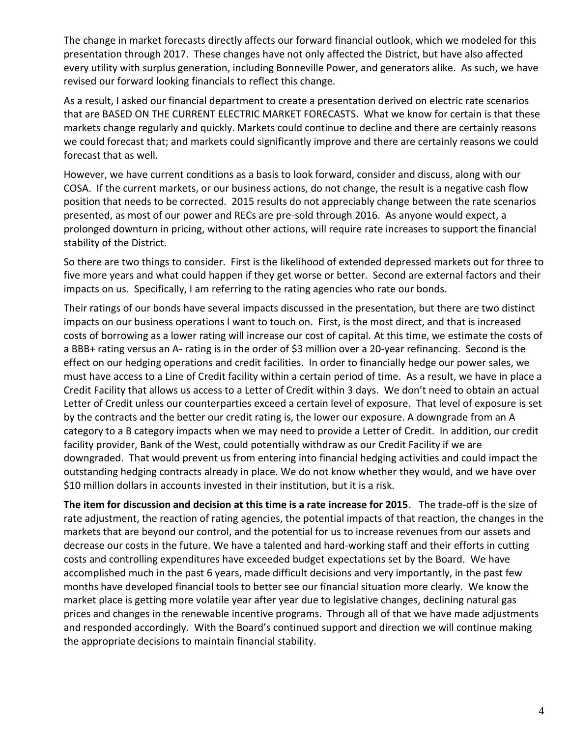The change in market forecasts directly affects our forward financial outlook, which we modeled for this presentation through 2017. These changes have not only affected the District, but have also affected every utility with surplus generation, including Bonneville Power, and generators alike. As such, we have revised our forward looking financials to reflect this change.

As a result, I asked our financial department to create a presentation derived on electric rate scenarios that are BASED ON THE CURRENT ELECTRIC MARKET FORECASTS. What we know for certain is that these markets change regularly and quickly. Markets could continue to decline and there are certainly reasons we could forecast that; and markets could significantly improve and there are certainly reasons we could forecast that as well.

However, we have current conditions as a basis to look forward, consider and discuss, along with our COSA. If the current markets, or our business actions, do not change, the result is a negative cash flow position that needs to be corrected. 2015 results do not appreciably change between the rate scenarios presented, as most of our power and RECs are pre-sold through 2016. As anyone would expect, a prolonged downturn in pricing, without other actions, will require rate increases to support the financial stability of the District.

So there are two things to consider. First is the likelihood of extended depressed markets out for three to five more years and what could happen if they get worse or better. Second are external factors and their impacts on us. Specifically, I am referring to the rating agencies who rate our bonds.

Their ratings of our bonds have several impacts discussed in the presentation, but there are two distinct impacts on our business operations I want to touch on. First, is the most direct, and that is increased costs of borrowing as a lower rating will increase our cost of capital. At this time, we estimate the costs of a BBB+ rating versus an A- rating is in the order of $3 million over a 20-year refinancing. Second is the effect on our hedging operations and credit facilities. In order to financially hedge our power sales, we must have access to a Line of Credit facility within a certain period of time. As a result, we have in place a Credit Facility that allows us access to a Letter of Credit within 3 days. We don't need to obtain an actual Letter of Credit unless our counterparties exceed a certain level of exposure. That level of exposure is set by the contracts and the better our credit rating is, the lower our exposure. A downgrade from an A category to a B category impacts when we may need to provide a Letter of Credit. In addition, our credit facility provider, Bank of the West, could potentially withdraw as our Credit Facility if we are downgraded. That would prevent us from entering into financial hedging activities and could impact the outstanding hedging contracts already in place. We do not know whether they would, and we have over $10 million dollars in accounts invested in their institution, but it is a risk.

**The item for discussion and decision at this time is a rate increase for 2015**. The trade-off is the size of rate adjustment, the reaction of rating agencies, the potential impacts of that reaction, the changes in the markets that are beyond our control, and the potential for us to increase revenues from our assets and decrease our costs in the future. We have a talented and hard-working staff and their efforts in cutting costs and controlling expenditures have exceeded budget expectations set by the Board. We have accomplished much in the past 6 years, made difficult decisions and very importantly, in the past few months have developed financial tools to better see our financial situation more clearly. We know the market place is getting more volatile year after year due to legislative changes, declining natural gas prices and changes in the renewable incentive programs. Through all of that we have made adjustments and responded accordingly. With the Board's continued support and direction we will continue making the appropriate decisions to maintain financial stability.